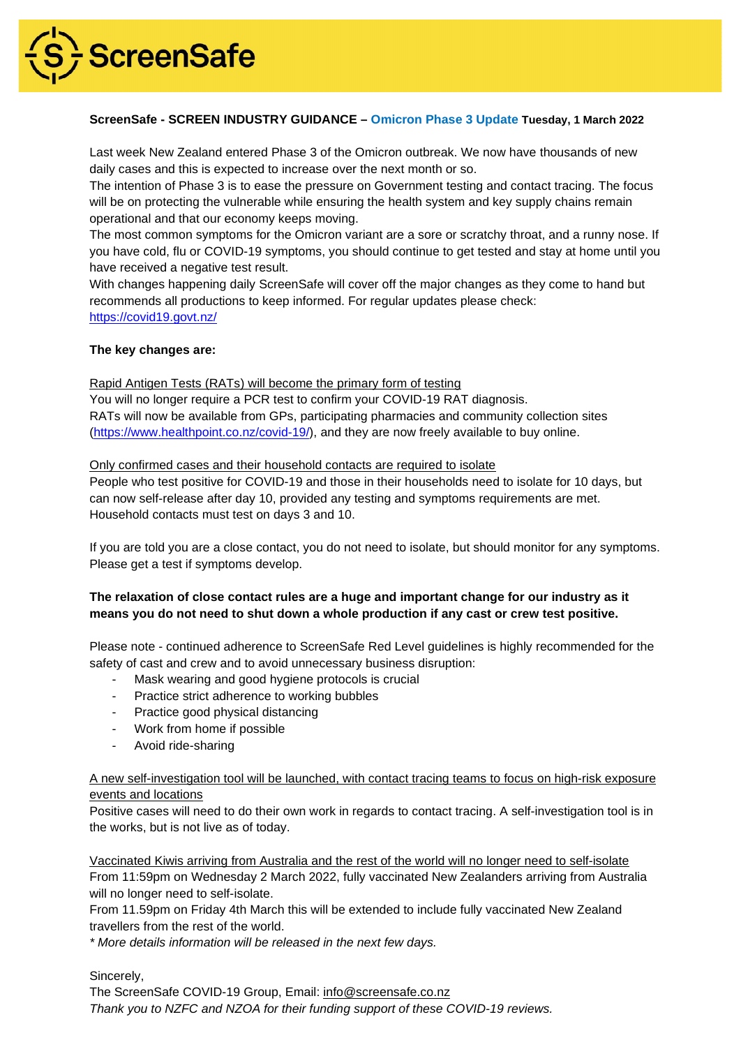ScreenSafe

**ScreenSafe - SCREEN INDUSTRY GUIDANCE – Omicron Phase 3 Update Tuesday, 1 March 2022**

Last week New Zealand entered Phase 3 of the Omicron outbreak. We now have thousands of new daily cases and this is expected to increase over the next month or so.

The intention of Phase 3 is to ease the pressure on Government testing and contact tracing. The focus will be on protecting the vulnerable while ensuring the health system and key supply chains remain operational and that our economy keeps moving.

The most common symptoms for the Omicron variant are a sore or scratchy throat, and a runny nose. If you have cold, flu or COVID-19 symptoms, you should continue to get tested and stay at home until you have received a negative test result.

With changes happening daily ScreenSafe will cover off the major changes as they come to hand but recommends all productions to keep informed. For regular updates please check: https://covid19.govt.nz/

**The key changes are:**

Rapid Antigen Tests (RATs) will become the primary form of testing

You will no longer require a PCR test to confirm your COVID-19 RAT diagnosis.

RATs will now be available from GPs, participating pharmacies and community collection sites (https://www.healthpoint.co.nz/covid-19/), and they are now freely available to buy online.

Only confirmed cases and their household contacts are required to isolate

People who test positive for COVID-19 and those in their households need to isolate for 10 days, but can now self-release after day 10, provided any testing and symptoms requirements are met.

Household contacts must test on days 3 and 10.

If you are told you are a close contact, you do not need to isolate, but should monitor for any symptoms. Please get a test if symptoms develop.

**The relaxation of close contact rules are a huge and important change for our industry as it means you do not need to shut down a whole production if any cast or crew test positive.**

Please note - continued adherence to ScreenSafe Red Level guidelines is highly recommended for the safety of cast and crew and to avoid unnecessary business disruption:

- Mask wearing and good hygiene protocols is crucial
- Practice strict adherence to working bubbles
- Practice good physical distancing
- Work from home if possible
- Avoid ride-sharing

A new self-investigation tool will be launched, with contact tracing teams to focus on high-risk exposure events and locations

Positive cases will need to do their own work in regards to contact tracing. A self-investigation tool is in the works, but is not live as of today.

Vaccinated Kiwis arriving from Australia and the rest of the world will no longer need to self-isolate

From 11:59pm on Wednesday 2 March 2022, fully vaccinated New Zealanders arriving from Australia will no longer need to self-isolate.

From 11.59pm on Friday 4th March this will be extended to include fully vaccinated New Zealand travellers from the rest of the world.

*\* More details information will be released in the next few days.*

Sincerely,

The ScreenSafe COVID-19 Group, Email: info@screensafe.co.nz

*Thank you to NZFC and NZOA for their funding support of these COVID-19 reviews.*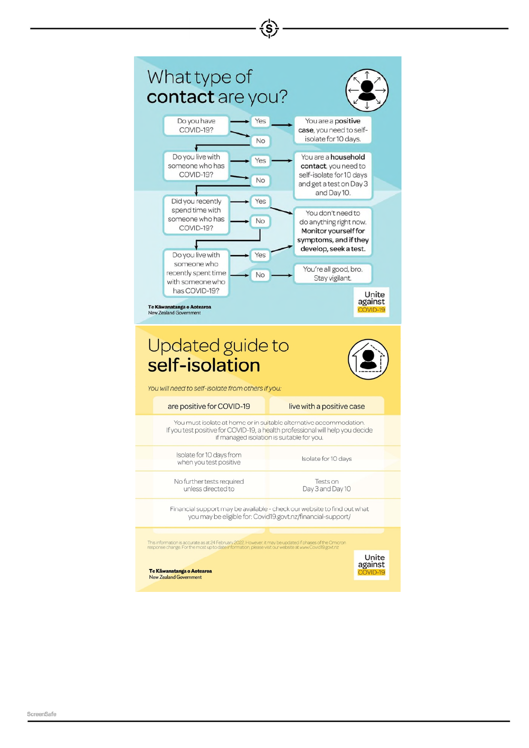# What type of **contact** are you?

Do you have COVID-19?
- Yes → You are a **positive case**, you need to self-isolate for 10 days.
- No ↓

Do you live with someone who has COVID-19?
- Yes → You are a **household contact**, you need to self-isolate for 10 days and get a test on Day 3 and Day 10.
- No ↓

Did you recently spend time with someone who has COVID-19?
- Yes → You don't need to do anything right now. **Monitor yourself for symptoms, and if they develop, seek a test.**
- No ↓

Do you live with someone who recently spent time with someone who has COVID-19?
- Yes → You don't need to do anything right now. **Monitor yourself for symptoms, and if they develop, seek a test.**
- No → You're all good, bro. Stay vigilant.

**Te Kāwanatanga o Aotearoa**
New Zealand Government

Unite against COVID-19

# Updated guide to **self-isolation**

*You will need to self-isolate from others if you:*

| are positive for COVID-19 | live with a positive case |
|---|---|
| You must isolate at home or in suitable alternative accommodation. If you test positive for COVID-19, a health professional will help you decide if managed isolation is suitable for you. | |
| Isolate for 10 days from when you test positive | Isolate for 10 days |
| No further tests required unless directed to | Tests on Day 3 and Day 10 |
| Financial support may be available - check our website to find out what you may be eligible for: Covid19.govt.nz/financial-support/ | |

This information is accurate as at 24 February 2022. However, it may be updated if phases of the Omicron response change. For the most up to date information, please visit our website at www.Covid19.govt.nz

**Te Kāwanatanga o Aotearoa**
New Zealand Government

Unite against COVID-19